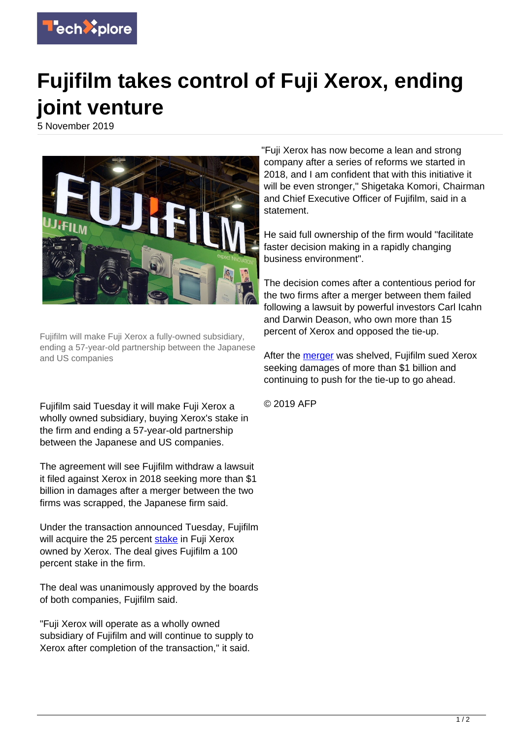# Fujifilm takes control of Fuji Xerox, ending joint venture

5 November 2019

Fujifilm will make Fuji Xerox a fully-owned subsidiary, ending a 57-year-old partnership between the Japanese and US companies

Fujifilm said Tuesday it will make Fuji Xerox a wholly owned subsidiary, buying Xerox's stake in the firm and ending a 57-year-old partnership between the Japanese and US companies.

The agreement will see Fujifilm withdraw a lawsuit it filed against Xerox in 2018 seeking more than $1 billion in damages after a merger between the two firms was scrapped, the Japanese firm said.

Under the transaction announced Tuesday, Fujifilm will acquire the 25 percent stake in Fuji Xerox owned by Xerox. The deal gives Fujifilm a 100 percent stake in the firm.

The deal was unanimously approved by the boards of both companies, Fujifilm said.

"Fuji Xerox will operate as a wholly owned subsidiary of Fujifilm and will continue to supply to Xerox after completion of the transaction," it said.

"Fuji Xerox has now become a lean and strong company after a series of reforms we started in 2018, and I am confident that with this initiative it will be even stronger," Shigetaka Komori, Chairman and Chief Executive Officer of Fujifilm, said in a statement.

He said full ownership of the firm would "facilitate faster decision making in a rapidly changing business environment".

The decision comes after a contentious period for the two firms after a merger between them failed following a lawsuit by powerful investors Carl Icahn and Darwin Deason, who own more than 15 percent of Xerox and opposed the tie-up.

After the merger was shelved, Fujifilm sued Xerox seeking damages of more than $1 billion and continuing to push for the tie-up to go ahead.

© 2019 AFP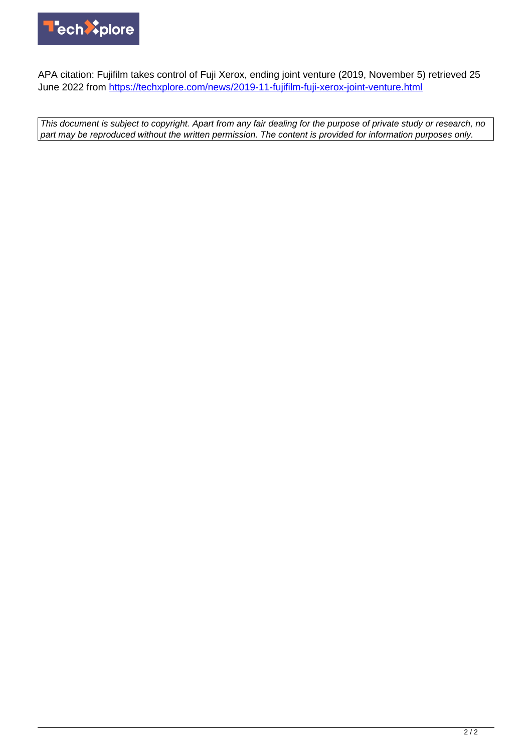APA citation: Fujifilm takes control of Fuji Xerox, ending joint venture (2019, November 5) retrieved 25 June 2022 from https://techxplore.com/news/2019-11-fujifilm-fuji-xerox-joint-venture.html

*This document is subject to copyright. Apart from any fair dealing for the purpose of private study or research, no part may be reproduced without the written permission. The content is provided for information purposes only.*